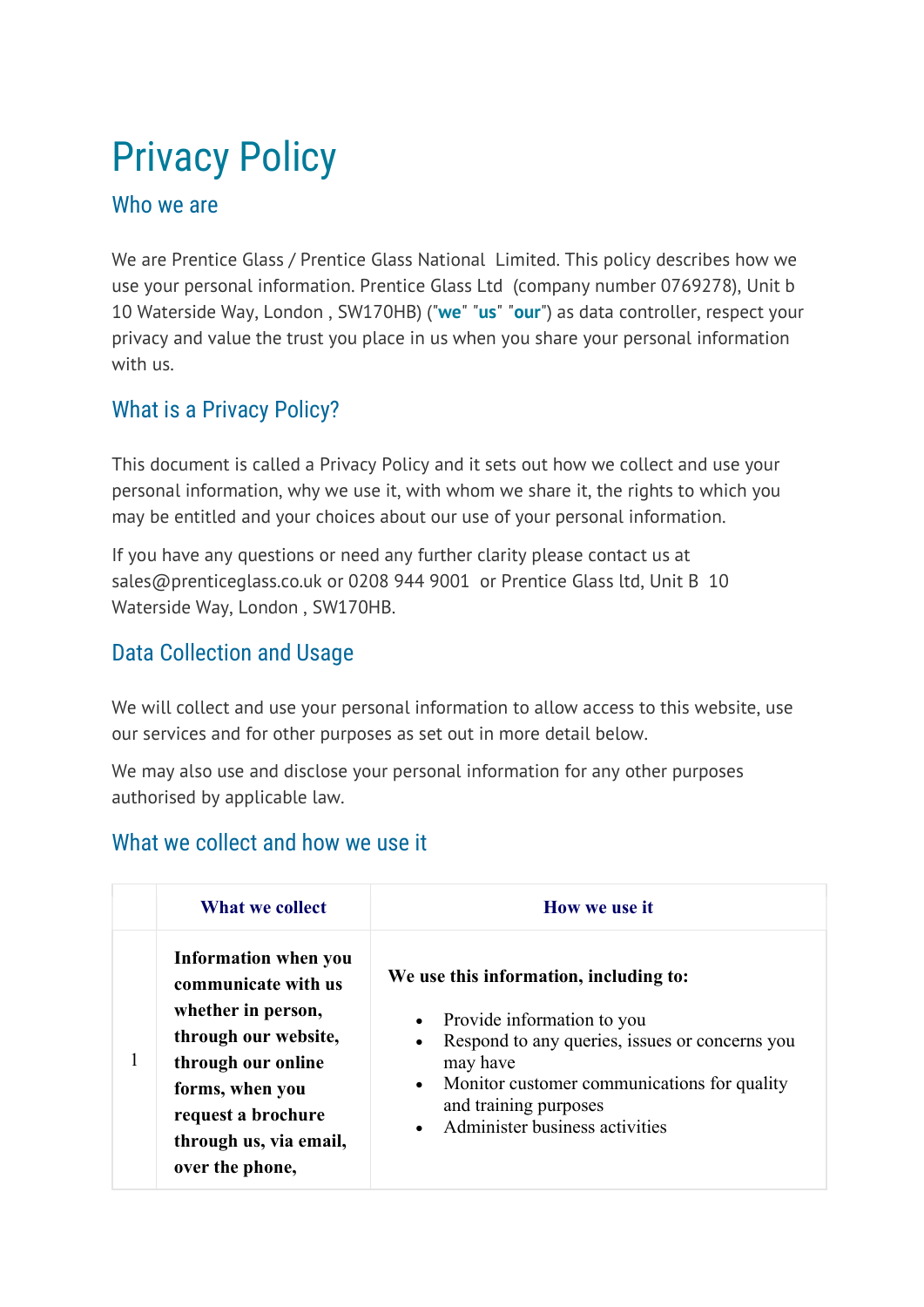# Privacy Policy

## Who we are

We are Prentice Glass / Prentice Glass National  Limited. This policy describes how we use your personal information. Prentice Glass Ltd  (company number 0769278), Unit b 10 Waterside Way, London , SW170HB) ("**we**" "**us**" "**our**") as data controller, respect your privacy and value the trust you place in us when you share your personal information with us.

## What is a Privacy Policy?

This document is called a Privacy Policy and it sets out how we collect and use your personal information, why we use it, with whom we share it, the rights to which you may be entitled and your choices about our use of your personal information.

If you have any questions or need any further clarity please contact us at sales@prenticeglass.co.uk or 0208 944 9001  or Prentice Glass ltd, Unit B  10 Waterside Way, London , SW170HB.

## Data Collection and Usage

We will collect and use your personal information to allow access to this website, use our services and for other purposes as set out in more detail below.

We may also use and disclose your personal information for any other purposes authorised by applicable law.

## What we collect and how we use it

| | What we collect | How we use it |
|---|---|---|
| 1 | **Information when you communicate with us whether in person, through our website, through our online forms, when you request a brochure through us, via email, over the phone,** | **We use this information, including to:**<br>• Provide information to you<br>• Respond to any queries, issues or concerns you may have<br>• Monitor customer communications for quality and training purposes<br>• Administer business activities |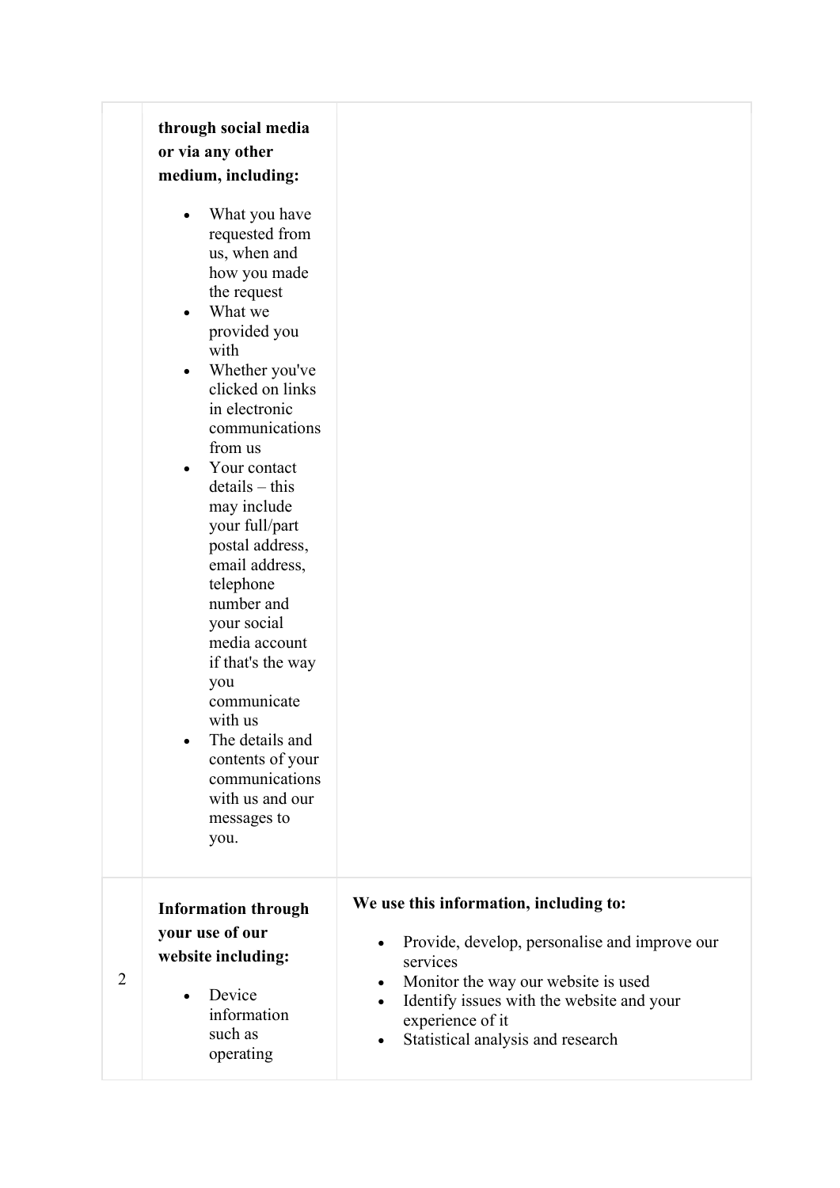|  |  |  |
|---|---|---|
|  | **through social media or via any other medium, including:**<br><br>• What you have requested from us, when and how you made the request<br>• What we provided you with<br>• Whether you've clicked on links in electronic communications from us<br>• Your contact details – this may include your full/part postal address, email address, telephone number and your social media account if that's the way you communicate with us<br>• The details and contents of your communications with us and our messages to you. |  |
| 2 | **Information through your use of our website including:**<br><br>• Device information such as operating | **We use this information, including to:**<br><br>• Provide, develop, personalise and improve our services<br>• Monitor the way our website is used<br>• Identify issues with the website and your experience of it<br>• Statistical analysis and research |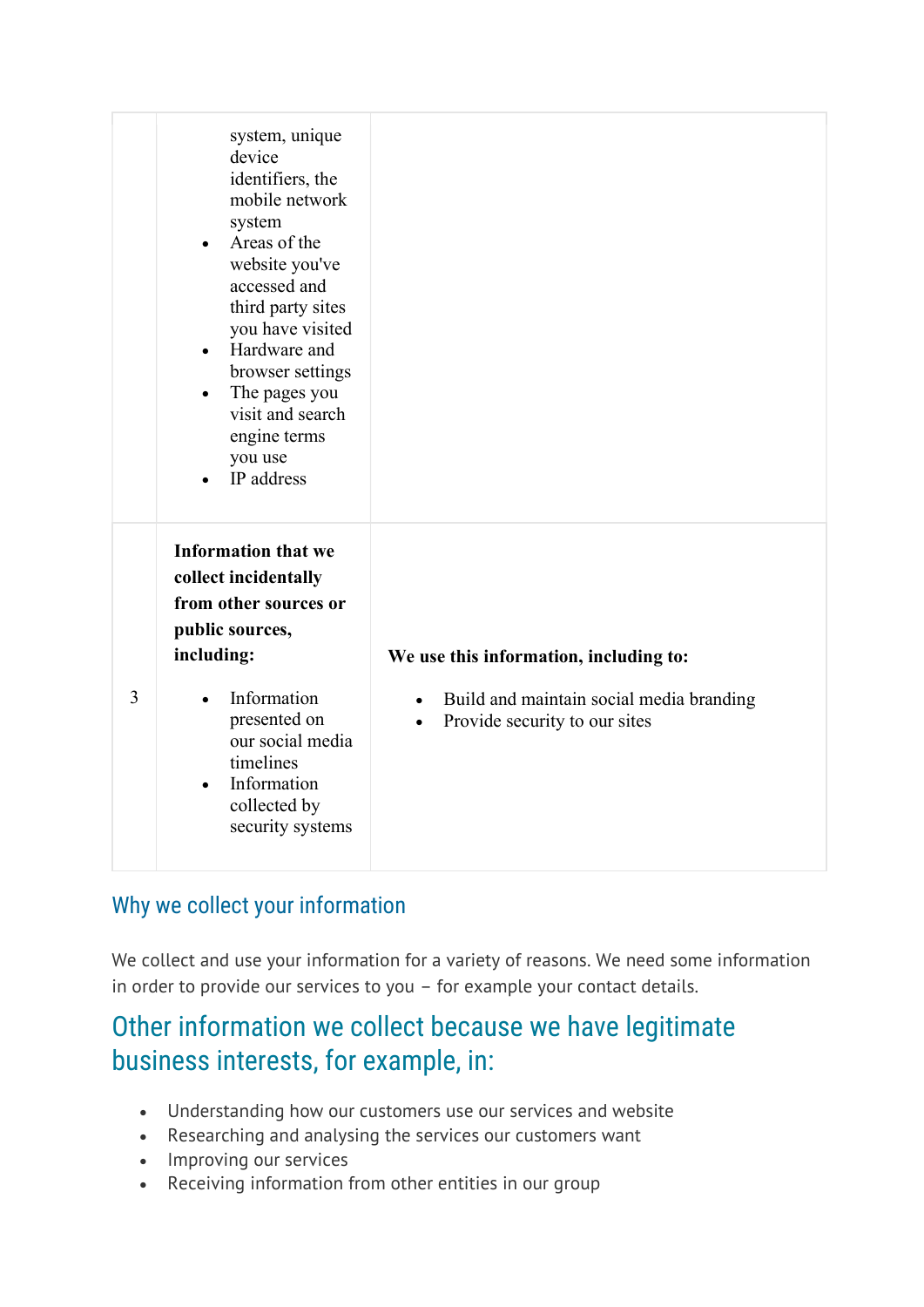| | | |
|---|---|---|
| | <ul><li>system, unique device identifiers, the mobile network system</li><li>Areas of the website you've accessed and third party sites you have visited</li><li>Hardware and browser settings</li><li>The pages you visit and search engine terms you use</li><li>IP address</li></ul> | |
| 3 | **Information that we collect incidentally from other sources or public sources, including:**<ul><li>Information presented on our social media timelines</li><li>Information collected by security systems</li></ul> | **We use this information, including to:**<ul><li>Build and maintain social media branding</li><li>Provide security to our sites</li></ul> |

## Why we collect your information

We collect and use your information for a variety of reasons. We need some information in order to provide our services to you – for example your contact details.

## Other information we collect because we have legitimate business interests, for example, in:

- Understanding how our customers use our services and website
- Researching and analysing the services our customers want
- Improving our services
- Receiving information from other entities in our group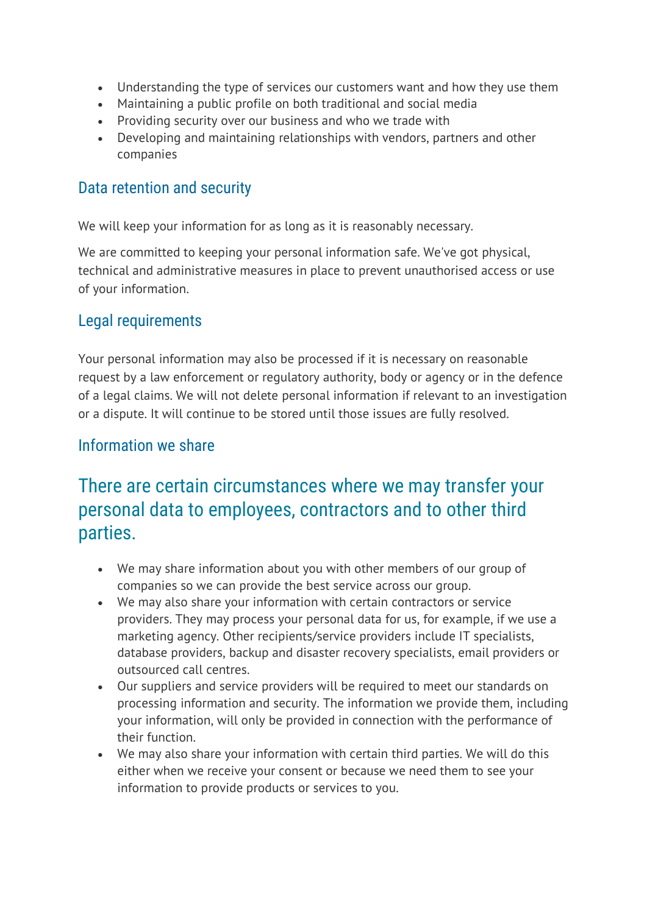- Understanding the type of services our customers want and how they use them
- Maintaining a public profile on both traditional and social media
- Providing security over our business and who we trade with
- Developing and maintaining relationships with vendors, partners and other companies

### Data retention and security

We will keep your information for as long as it is reasonably necessary.

We are committed to keeping your personal information safe. We've got physical, technical and administrative measures in place to prevent unauthorised access or use of your information.

### Legal requirements

Your personal information may also be processed if it is necessary on reasonable request by a law enforcement or regulatory authority, body or agency or in the defence of a legal claims. We will not delete personal information if relevant to an investigation or a dispute. It will continue to be stored until those issues are fully resolved.

### Information we share

## There are certain circumstances where we may transfer your personal data to employees, contractors and to other third parties.

- We may share information about you with other members of our group of companies so we can provide the best service across our group.
- We may also share your information with certain contractors or service providers. They may process your personal data for us, for example, if we use a marketing agency. Other recipients/service providers include IT specialists, database providers, backup and disaster recovery specialists, email providers or outsourced call centres.
- Our suppliers and service providers will be required to meet our standards on processing information and security. The information we provide them, including your information, will only be provided in connection with the performance of their function.
- We may also share your information with certain third parties. We will do this either when we receive your consent or because we need them to see your information to provide products or services to you.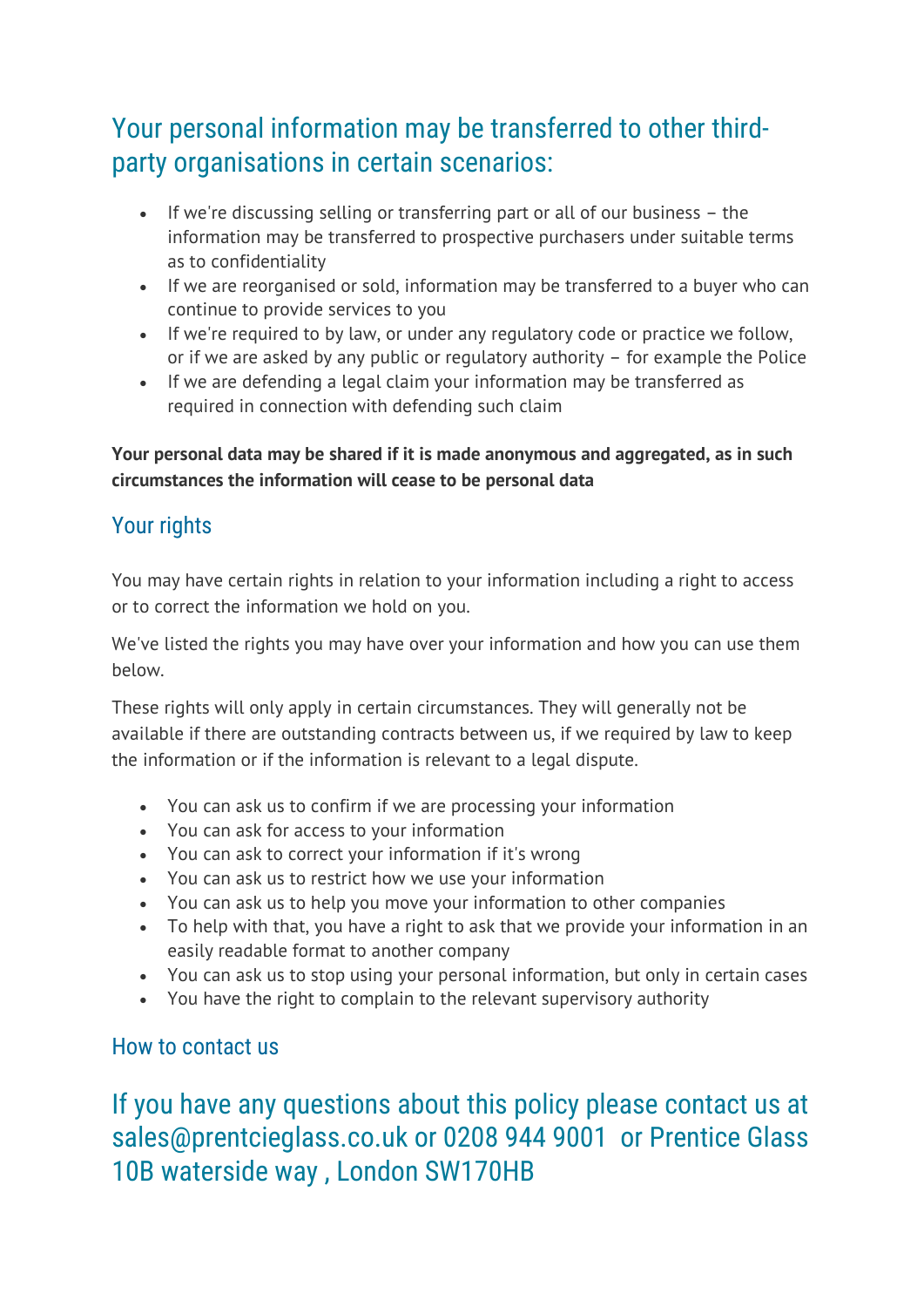## Your personal information may be transferred to other third-party organisations in certain scenarios:

- If we're discussing selling or transferring part or all of our business – the information may be transferred to prospective purchasers under suitable terms as to confidentiality
- If we are reorganised or sold, information may be transferred to a buyer who can continue to provide services to you
- If we're required to by law, or under any regulatory code or practice we follow, or if we are asked by any public or regulatory authority – for example the Police
- If we are defending a legal claim your information may be transferred as required in connection with defending such claim

**Your personal data may be shared if it is made anonymous and aggregated, as in such circumstances the information will cease to be personal data**

### Your rights

You may have certain rights in relation to your information including a right to access or to correct the information we hold on you.

We've listed the rights you may have over your information and how you can use them below.

These rights will only apply in certain circumstances. They will generally not be available if there are outstanding contracts between us, if we required by law to keep the information or if the information is relevant to a legal dispute.

- You can ask us to confirm if we are processing your information
- You can ask for access to your information
- You can ask to correct your information if it's wrong
- You can ask us to restrict how we use your information
- You can ask us to help you move your information to other companies
- To help with that, you have a right to ask that we provide your information in an easily readable format to another company
- You can ask us to stop using your personal information, but only in certain cases
- You have the right to complain to the relevant supervisory authority

### How to contact us

## If you have any questions about this policy please contact us at sales@prentcieglass.co.uk or 0208 944 9001 or Prentice Glass 10B waterside way , London SW170HB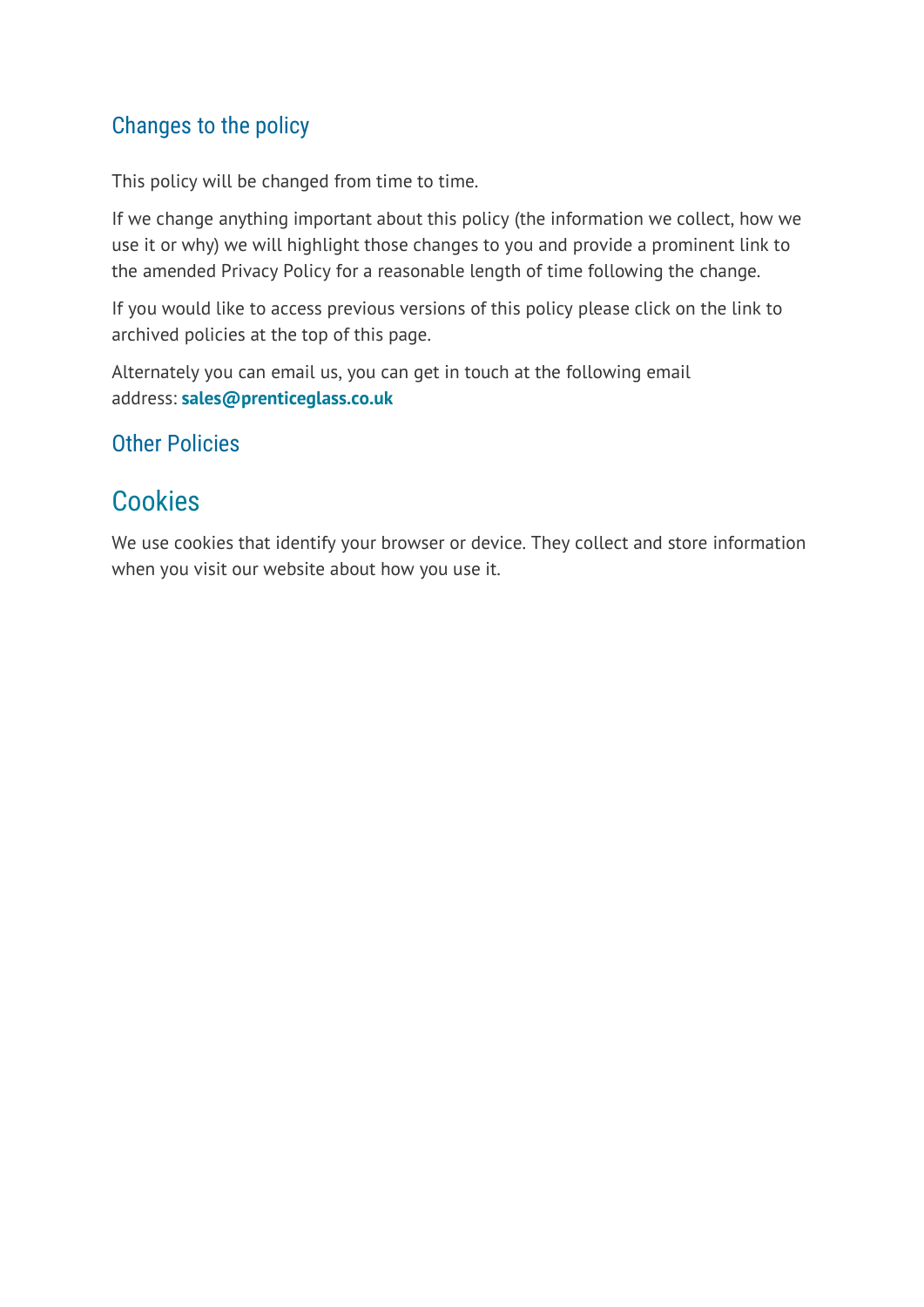### Changes to the policy

This policy will be changed from time to time.

If we change anything important about this policy (the information we collect, how we use it or why) we will highlight those changes to you and provide a prominent link to the amended Privacy Policy for a reasonable length of time following the change.

If you would like to access previous versions of this policy please click on the link to archived policies at the top of this page.

Alternately you can email us, you can get in touch at the following email address: **sales@prenticeglass.co.uk**

### Other Policies

## Cookies

We use cookies that identify your browser or device. They collect and store information when you visit our website about how you use it.